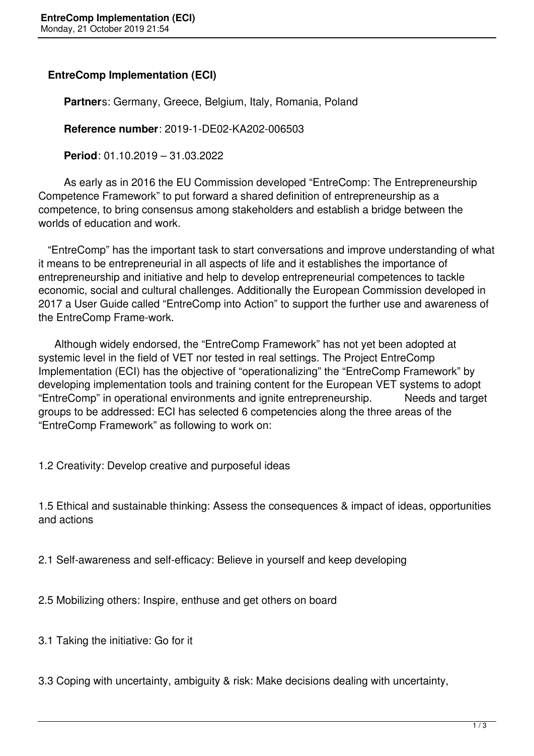# EntreComp Implementation (ECI)

**Partners**: Germany, Greece, Belgium, Italy, Romania, Poland

**Reference number**: 2019-1-DE02-KA202-006503

**Period**: 01.10.2019 – 31.03.2022

As early as in 2016 the EU Commission developed “EntreComp: The Entrepreneurship Competence Framework” to put forward a shared definition of entrepreneurship as a competence, to bring consensus among stakeholders and establish a bridge between the worlds of education and work.

“EntreComp” has the important task to start conversations and improve understanding of what it means to be entrepreneurial in all aspects of life and it establishes the importance of entrepreneurship and initiative and help to develop entrepreneurial competences to tackle economic, social and cultural challenges. Additionally the European Commission developed in 2017 a User Guide called “EntreComp into Action” to support the further use and awareness of the EntreComp Frame-work.

Although widely endorsed, the “EntreComp Framework” has not yet been adopted at systemic level in the field of VET nor tested in real settings. The Project EntreComp Implementation (ECI) has the objective of “operationalizing” the “EntreComp Framework” by developing implementation tools and training content for the European VET systems to adopt “EntreComp” in operational environments and ignite entrepreneurship. Needs and target groups to be addressed: ECI has selected 6 competencies along the three areas of the “EntreComp Framework” as following to work on:

1.2 Creativity: Develop creative and purposeful ideas

1.5 Ethical and sustainable thinking: Assess the consequences & impact of ideas, opportunities and actions

2.1 Self-awareness and self-efficacy: Believe in yourself and keep developing

2.5 Mobilizing others: Inspire, enthuse and get others on board

3.1 Taking the initiative: Go for it

3.3 Coping with uncertainty, ambiguity & risk: Make decisions dealing with uncertainty,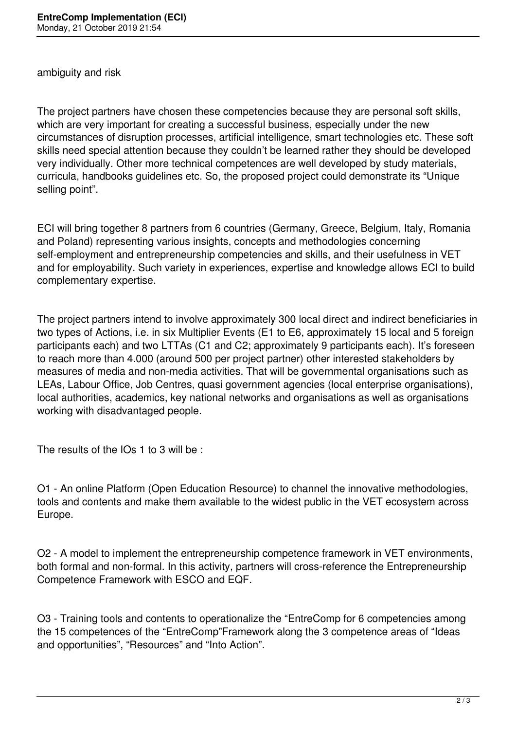ambiguity and risk

The project partners have chosen these competencies because they are personal soft skills, which are very important for creating a successful business, especially under the new circumstances of disruption processes, artificial intelligence, smart technologies etc. These soft skills need special attention because they couldn't be learned rather they should be developed very individually. Other more technical competences are well developed by study materials, curricula, handbooks guidelines etc. So, the proposed project could demonstrate its "Unique selling point".

ECI will bring together 8 partners from 6 countries (Germany, Greece, Belgium, Italy, Romania and Poland) representing various insights, concepts and methodologies concerning self-employment and entrepreneurship competencies and skills, and their usefulness in VET and for employability. Such variety in experiences, expertise and knowledge allows ECI to build complementary expertise.

The project partners intend to involve approximately 300 local direct and indirect beneficiaries in two types of Actions, i.e. in six Multiplier Events (E1 to E6, approximately 15 local and 5 foreign participants each) and two LTTAs (C1 and C2; approximately 9 participants each). It's foreseen to reach more than 4.000 (around 500 per project partner) other interested stakeholders by measures of media and non-media activities. That will be governmental organisations such as LEAs, Labour Office, Job Centres, quasi government agencies (local enterprise organisations), local authorities, academics, key national networks and organisations as well as organisations working with disadvantaged people.

The results of the IOs 1 to 3 will be :

O1 - An online Platform (Open Education Resource) to channel the innovative methodologies, tools and contents and make them available to the widest public in the VET ecosystem across Europe.

O2 - A model to implement the entrepreneurship competence framework in VET environments, both formal and non-formal. In this activity, partners will cross-reference the Entrepreneurship Competence Framework with ESCO and EQF.

O3 - Training tools and contents to operationalize the "EntreComp for 6 competencies among the 15 competences of the "EntreComp"Framework along the 3 competence areas of "Ideas and opportunities", "Resources" and "Into Action".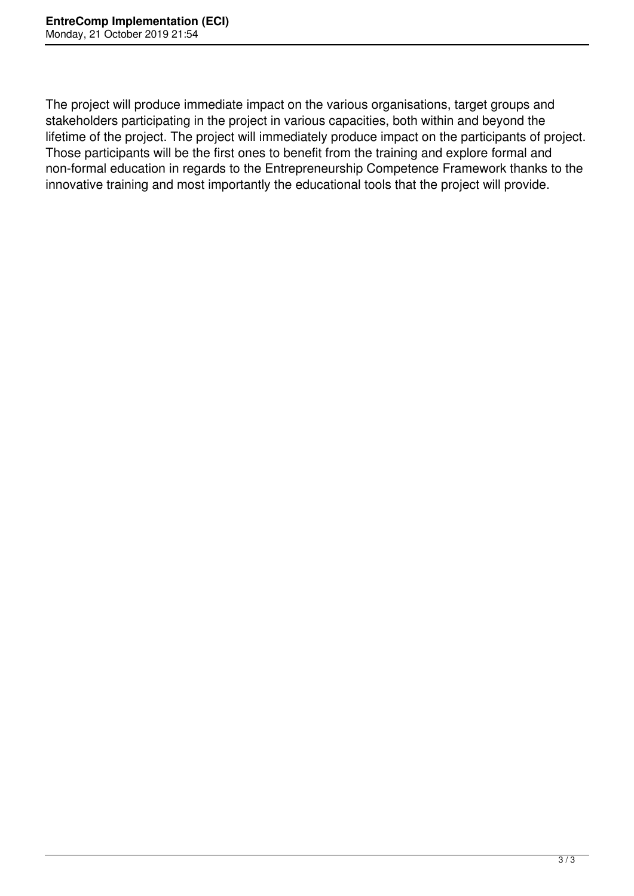The project will produce immediate impact on the various organisations, target groups and stakeholders participating in the project in various capacities, both within and beyond the lifetime of the project. The project will immediately produce impact on the participants of project. Those participants will be the first ones to benefit from the training and explore formal and non-formal education in regards to the Entrepreneurship Competence Framework thanks to the innovative training and most importantly the educational tools that the project will provide.